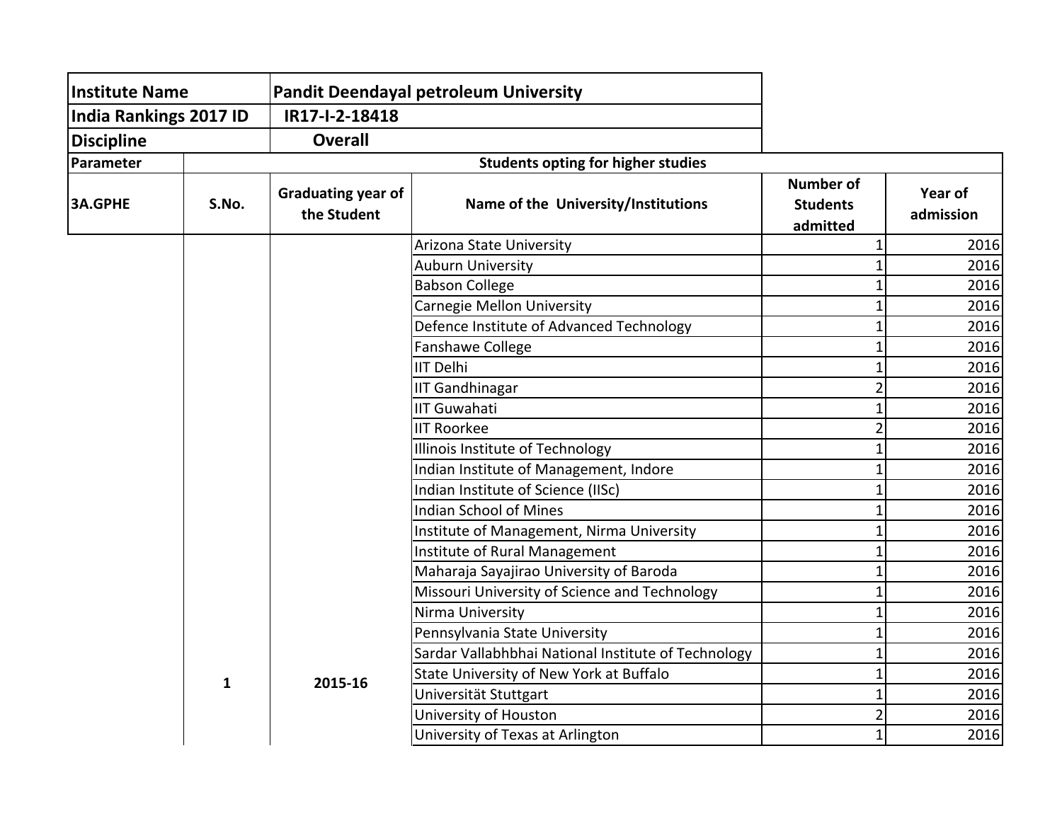| Institute Name | Pandit Deendayal petroleum University |
|---|---|
| India Rankings 2017 ID | IR17-I-2-18418 |
| Discipline | Overall |

| Parameter | Students opting for higher studies | | | | |
|---|---|---|---|---|---|
| 3A.GPHE | S.No. | Graduating year of the Student | Name of the University/Institutions | Number of Students admitted | Year of admission |
| | 1 | 2015-16 | Arizona State University | 1 | 2016 |
| | | | Auburn University | 1 | 2016 |
| | | | Babson College | 1 | 2016 |
| | | | Carnegie Mellon University | 1 | 2016 |
| | | | Defence Institute of Advanced Technology | 1 | 2016 |
| | | | Fanshawe College | 1 | 2016 |
| | | | IIT Delhi | 1 | 2016 |
| | | | IIT Gandhinagar | 2 | 2016 |
| | | | IIT Guwahati | 1 | 2016 |
| | | | IIT Roorkee | 2 | 2016 |
| | | | Illinois Institute of Technology | 1 | 2016 |
| | | | Indian Institute of Management, Indore | 1 | 2016 |
| | | | Indian Institute of Science (IISc) | 1 | 2016 |
| | | | Indian School of Mines | 1 | 2016 |
| | | | Institute of Management, Nirma University | 1 | 2016 |
| | | | Institute of Rural Management | 1 | 2016 |
| | | | Maharaja Sayajirao University of Baroda | 1 | 2016 |
| | | | Missouri University of Science and Technology | 1 | 2016 |
| | | | Nirma University | 1 | 2016 |
| | | | Pennsylvania State University | 1 | 2016 |
| | | | Sardar Vallabhbhai National Institute of Technology | 1 | 2016 |
| | | | State University of New York at Buffalo | 1 | 2016 |
| | | | Universität Stuttgart | 1 | 2016 |
| | | | University of Houston | 2 | 2016 |
| | | | University of Texas at Arlington | 1 | 2016 |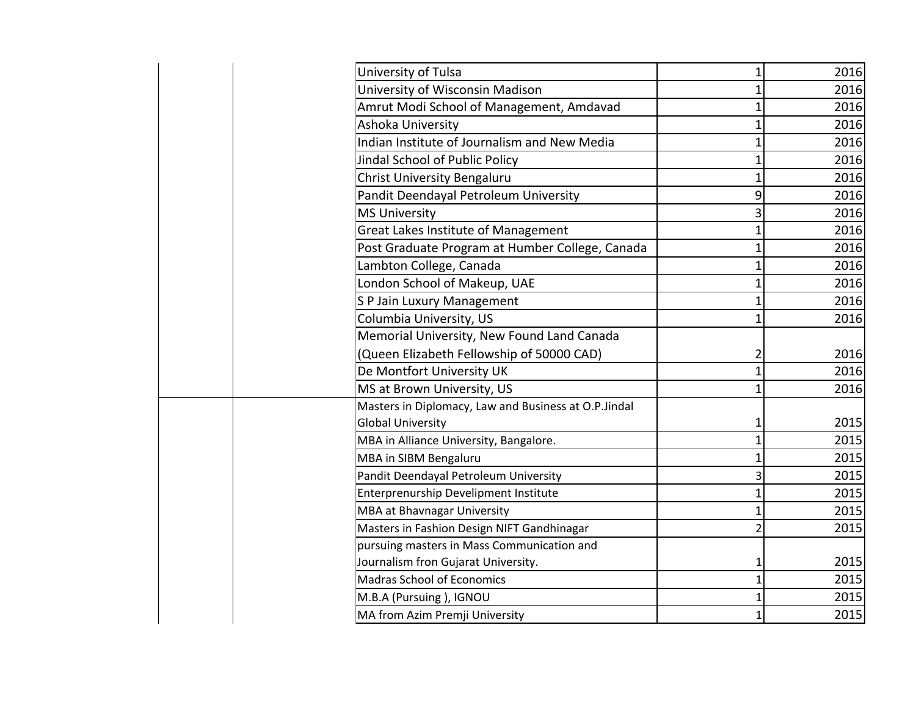| | | | | |
|---|---|---|---|---|
| | | University of Tulsa | 1 | 2016 |
| | | University of Wisconsin Madison | 1 | 2016 |
| | | Amrut Modi School of Management, Amdavad | 1 | 2016 |
| | | Ashoka University | 1 | 2016 |
| | | Indian Institute of Journalism and New Media | 1 | 2016 |
| | | Jindal School of Public Policy | 1 | 2016 |
| | | Christ University Bengaluru | 1 | 2016 |
| | | Pandit Deendayal Petroleum University | 9 | 2016 |
| | | MS University | 3 | 2016 |
| | | Great Lakes Institute of Management | 1 | 2016 |
| | | Post Graduate Program at Humber College, Canada | 1 | 2016 |
| | | Lambton College, Canada | 1 | 2016 |
| | | London School of Makeup, UAE | 1 | 2016 |
| | | S P Jain Luxury Management | 1 | 2016 |
| | | Columbia University, US | 1 | 2016 |
| | | Memorial University, New Found Land Canada (Queen Elizabeth Fellowship of 50000 CAD) | 2 | 2016 |
| | | De Montfort University UK | 1 | 2016 |
| | | MS at Brown University, US | 1 | 2016 |
| | | Masters in Diplomacy, Law and Business at O.P.Jindal Global University | 1 | 2015 |
| | | MBA in Alliance University, Bangalore. | 1 | 2015 |
| | | MBA in SIBM Bengaluru | 1 | 2015 |
| | | Pandit Deendayal Petroleum University | 3 | 2015 |
| | | Enterprenurship Develipment Institute | 1 | 2015 |
| | | MBA at Bhavnagar University | 1 | 2015 |
| | | Masters in Fashion Design NIFT Gandhinagar | 2 | 2015 |
| | | pursuing masters in Mass Communication and Journalism fron Gujarat University. | 1 | 2015 |
| | | Madras School of Economics | 1 | 2015 |
| | | M.B.A (Pursuing ), IGNOU | 1 | 2015 |
| | | MA from Azim Premji University | 1 | 2015 |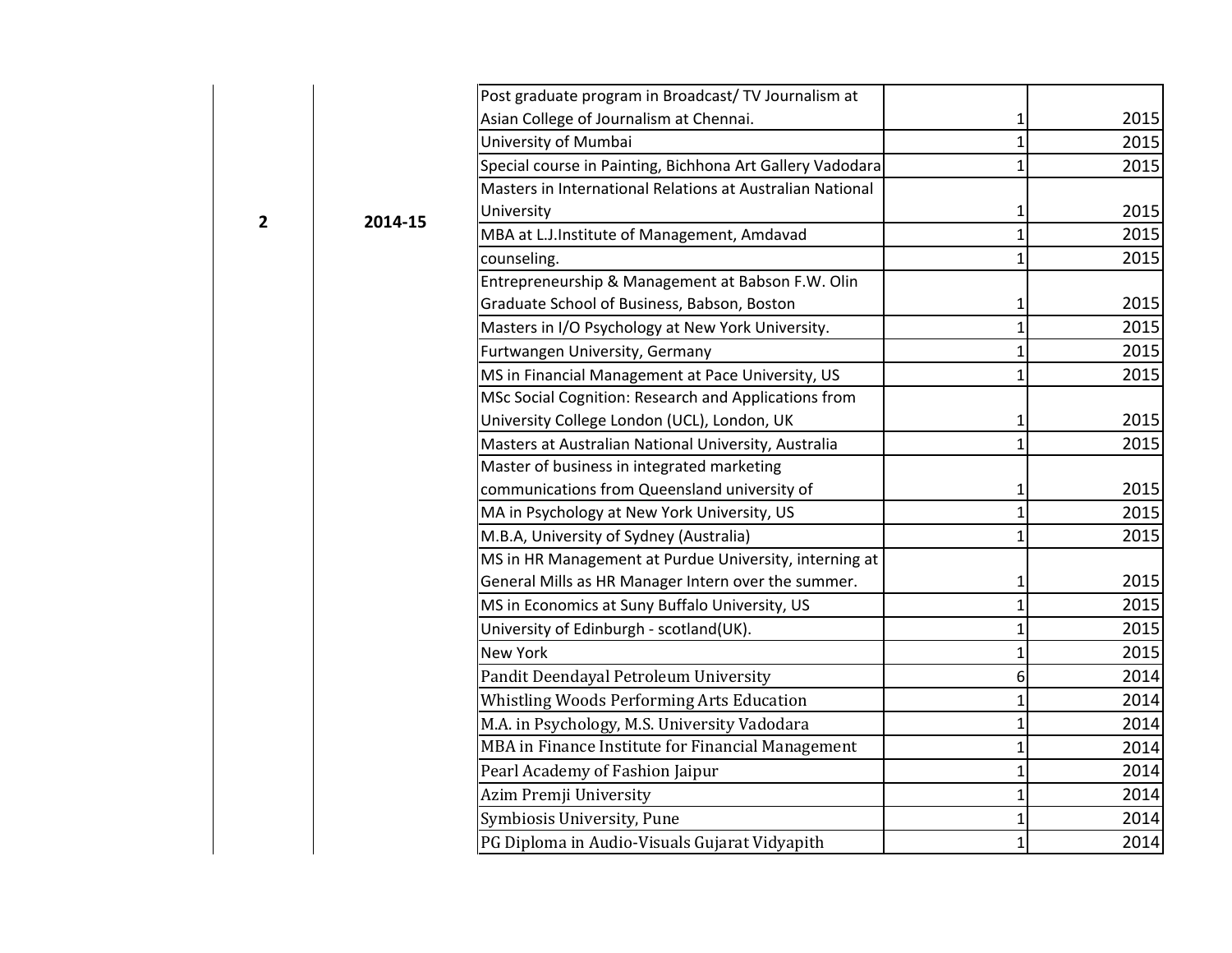| | | | | |
|---|---|---|---|---|
| 2 | 2014-15 | Post graduate program in Broadcast/ TV Journalism at Asian College of Journalism at Chennai. | 1 | 2015 |
| | | University of Mumbai | 1 | 2015 |
| | | Special course in Painting, Bichhona Art Gallery Vadodara | 1 | 2015 |
| | | Masters in International Relations at Australian National University | 1 | 2015 |
| | | MBA at L.J.Institute of Management, Amdavad | 1 | 2015 |
| | | counseling. | 1 | 2015 |
| | | Entrepreneurship & Management at Babson F.W. Olin Graduate School of Business, Babson, Boston | 1 | 2015 |
| | | Masters in I/O Psychology at New York University. | 1 | 2015 |
| | | Furtwangen University, Germany | 1 | 2015 |
| | | MS in Financial Management at Pace University, US | 1 | 2015 |
| | | MSc Social Cognition: Research and Applications from University College London (UCL), London, UK | 1 | 2015 |
| | | Masters at Australian National University, Australia | 1 | 2015 |
| | | Master of business in integrated marketing communications from Queensland university of | 1 | 2015 |
| | | MA in Psychology at New York University, US | 1 | 2015 |
| | | M.B.A, University of Sydney (Australia) | 1 | 2015 |
| | | MS in HR Management at Purdue University, interning at General Mills as HR Manager Intern over the summer. | 1 | 2015 |
| | | MS in Economics at Suny Buffalo University, US | 1 | 2015 |
| | | University of Edinburgh - scotland(UK). | 1 | 2015 |
| | | New York | 1 | 2015 |
| | | Pandit Deendayal Petroleum University | 6 | 2014 |
| | | Whistling Woods Performing Arts Education | 1 | 2014 |
| | | M.A. in Psychology, M.S. University Vadodara | 1 | 2014 |
| | | MBA in Finance Institute for Financial Management | 1 | 2014 |
| | | Pearl Academy of Fashion Jaipur | 1 | 2014 |
| | | Azim Premji University | 1 | 2014 |
| | | Symbiosis University, Pune | 1 | 2014 |
| | | PG Diploma in Audio-Visuals Gujarat Vidyapith | 1 | 2014 |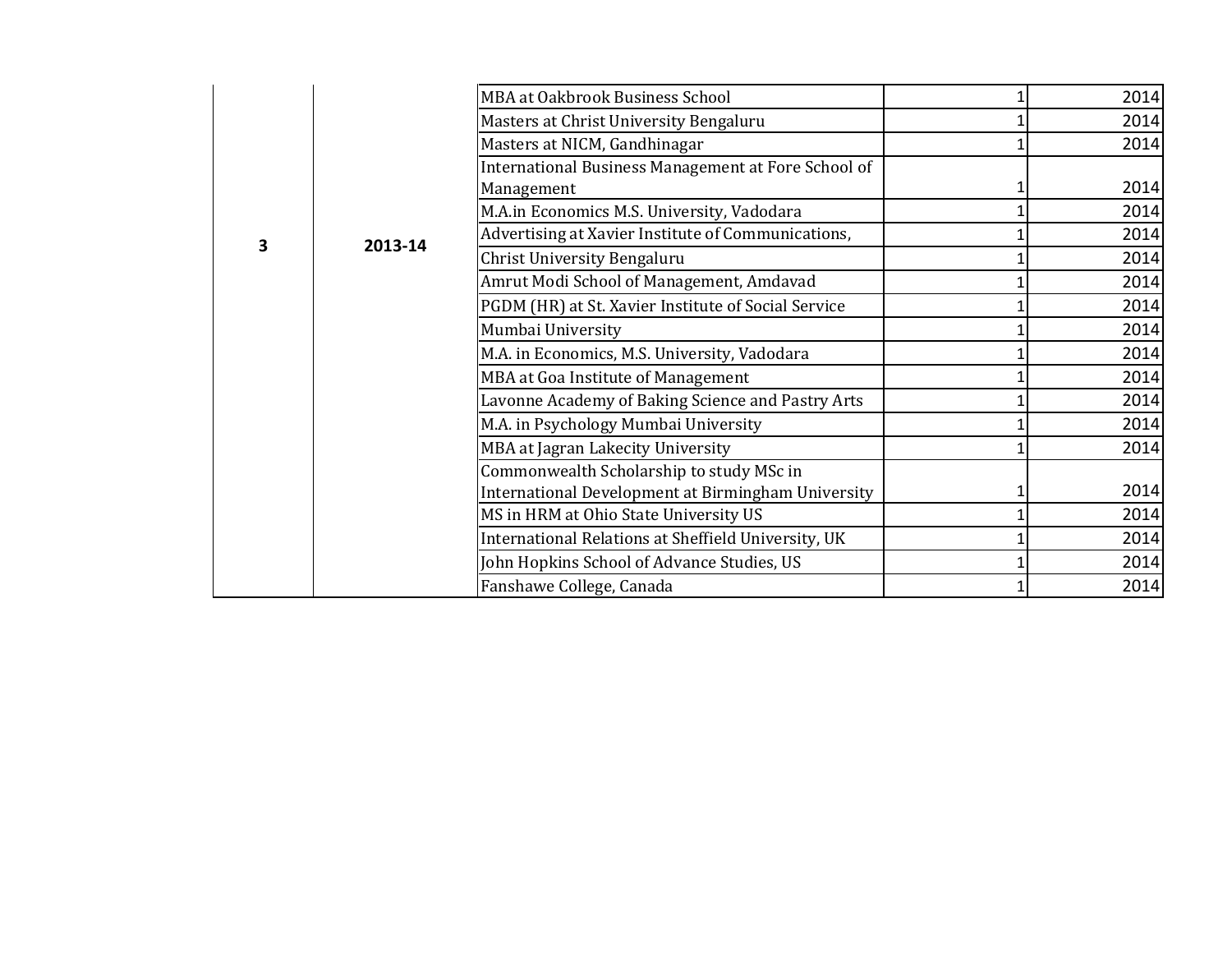| | | | | |
|---|---|---|---|---|
| 3 | 2013-14 | MBA at Oakbrook Business School | 1 | 2014 |
| | | Masters at Christ University Bengaluru | 1 | 2014 |
| | | Masters at NICM, Gandhinagar | 1 | 2014 |
| | | International Business Management at Fore School of Management | 1 | 2014 |
| | | M.A.in Economics M.S. University, Vadodara | 1 | 2014 |
| | | Advertising at Xavier Institute of Communications, | 1 | 2014 |
| | | Christ University Bengaluru | 1 | 2014 |
| | | Amrut Modi School of Management, Amdavad | 1 | 2014 |
| | | PGDM (HR) at St. Xavier Institute of Social Service | 1 | 2014 |
| | | Mumbai University | 1 | 2014 |
| | | M.A. in Economics, M.S. University, Vadodara | 1 | 2014 |
| | | MBA at Goa Institute of Management | 1 | 2014 |
| | | Lavonne Academy of Baking Science and Pastry Arts | 1 | 2014 |
| | | M.A. in Psychology Mumbai University | 1 | 2014 |
| | | MBA at Jagran Lakecity University | 1 | 2014 |
| | | Commonwealth Scholarship to study MSc in International Development at Birmingham University | 1 | 2014 |
| | | MS in HRM at Ohio State University US | 1 | 2014 |
| | | International Relations at Sheffield University, UK | 1 | 2014 |
| | | John Hopkins School of Advance Studies, US | 1 | 2014 |
| | | Fanshawe College, Canada | 1 | 2014 |